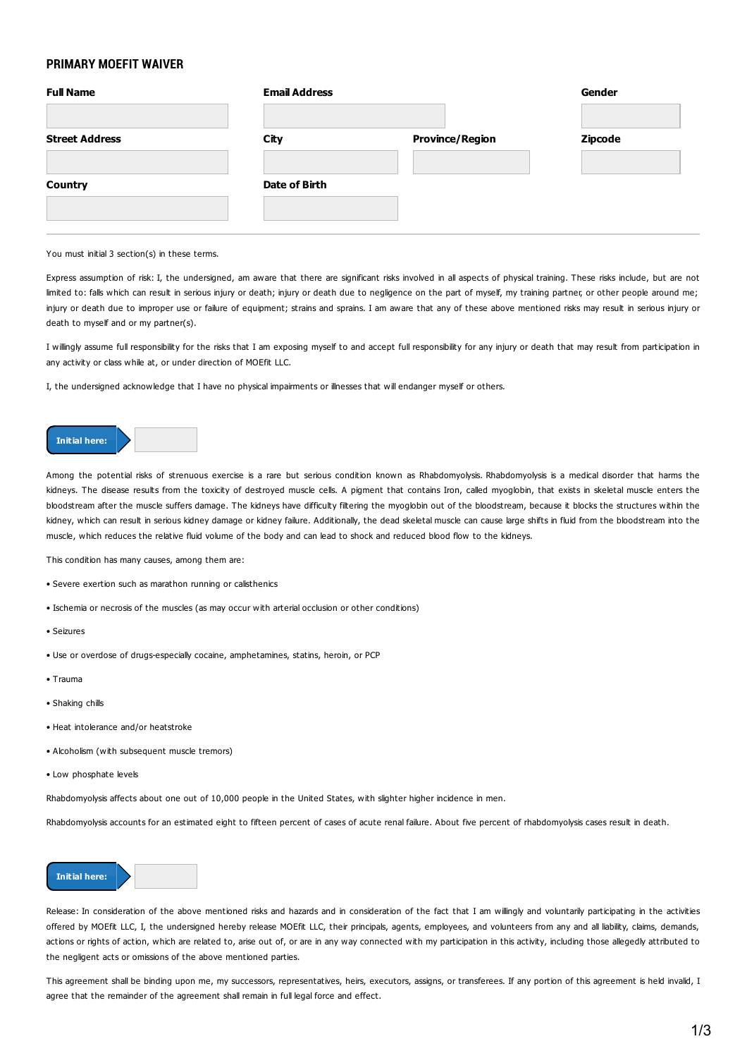# PRIMARY MOEFIT WAIVER

| Full Name | Email Address | | Gender |
|---|---|---|---|
| | | | |
| **Street Address** | **City** | **Province/Region** | **Zipcode** |
| | | | |
| **Country** | **Date of Birth** | | |
| | | | |

---

You must initial 3 section(s) in these terms.

Express assumption of risk: I, the undersigned, am aware that there are significant risks involved in all aspects of physical training. These risks include, but are not limited to: falls which can result in serious injury or death; injury or death due to negligence on the part of myself, my training partner, or other people around me; injury or death due to improper use or failure of equipment; strains and sprains. I am aware that any of these above mentioned risks may result in serious injury or death to myself and or my partner(s).

I willingly assume full responsibility for the risks that I am exposing myself to and accept full responsibility for any injury or death that may result from participation in any activity or class while at, or under direction of MOEfit LLC.

I, the undersigned acknowledge that I have no physical impairments or illnesses that will endanger myself or others.

**Initial here:** ________

Among the potential risks of strenuous exercise is a rare but serious condition known as Rhabdomyolysis. Rhabdomyolysis is a medical disorder that harms the kidneys. The disease results from the toxicity of destroyed muscle cells. A pigment that contains Iron, called myoglobin, that exists in skeletal muscle enters the bloodstream after the muscle suffers damage. The kidneys have difficulty filtering the myoglobin out of the bloodstream, because it blocks the structures within the kidney, which can result in serious kidney damage or kidney failure. Additionally, the dead skeletal muscle can cause large shifts in fluid from the bloodstream into the muscle, which reduces the relative fluid volume of the body and can lead to shock and reduced blood flow to the kidneys.

This condition has many causes, among them are:

- Severe exertion such as marathon running or calisthenics
- Ischemia or necrosis of the muscles (as may occur with arterial occlusion or other conditions)
- Seizures
- Use or overdose of drugs-especially cocaine, amphetamines, statins, heroin, or PCP
- Trauma
- Shaking chills
- Heat intolerance and/or heatstroke
- Alcoholism (with subsequent muscle tremors)
- Low phosphate levels

Rhabdomyolysis affects about one out of 10,000 people in the United States, with slighter higher incidence in men.

Rhabdomyolysis accounts for an estimated eight to fifteen percent of cases of acute renal failure. About five percent of rhabdomyolysis cases result in death.

**Initial here:** ________

Release: In consideration of the above mentioned risks and hazards and in consideration of the fact that I am willingly and voluntarily participating in the activities offered by MOEfit LLC, I, the undersigned hereby release MOEfit LLC, their principals, agents, employees, and volunteers from any and all liability, claims, demands, actions or rights of action, which are related to, arise out of, or are in any way connected with my participation in this activity, including those allegedly attributed to the negligent acts or omissions of the above mentioned parties.

This agreement shall be binding upon me, my successors, representatives, heirs, executors, assigns, or transferees. If any portion of this agreement is held invalid, I agree that the remainder of the agreement shall remain in full legal force and effect.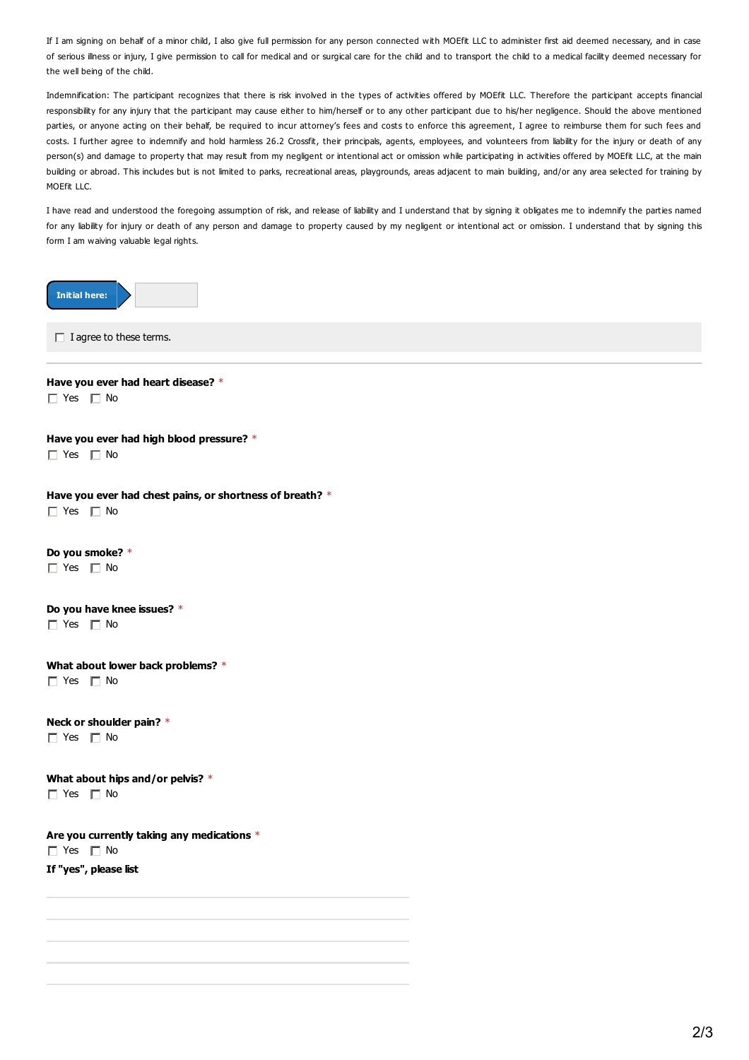If I am signing on behalf of a minor child, I also give full permission for any person connected with MOEfit LLC to administer first aid deemed necessary, and in case of serious illness or injury, I give permission to call for medical and or surgical care for the child and to transport the child to a medical facility deemed necessary for the well being of the child.

Indemnification: The participant recognizes that there is risk involved in the types of activities offered by MOEfit LLC. Therefore the participant accepts financial responsibility for any injury that the participant may cause either to him/herself or to any other participant due to his/her negligence. Should the above mentioned parties, or anyone acting on their behalf, be required to incur attorney's fees and costs to enforce this agreement, I agree to reimburse them for such fees and costs. I further agree to indemnify and hold harmless 26.2 Crossfit, their principals, agents, employees, and volunteers from liability for the injury or death of any person(s) and damage to property that may result from my negligent or intentional act or omission while participating in activities offered by MOEfit LLC, at the main building or abroad. This includes but is not limited to parks, recreational areas, playgrounds, areas adjacent to main building, and/or any area selected for training by MOEfit LLC.

I have read and understood the foregoing assumption of risk, and release of liability and I understand that by signing it obligates me to indemnify the parties named for any liability for injury or death of any person and damage to property caused by my negligent or intentional act or omission. I understand that by signing this form I am waiving valuable legal rights.

**Initial here:** ____________

☐ I agree to these terms.

---

**Have you ever had heart disease?** *

☐ Yes ☐ No

**Have you ever had high blood pressure?** *

☐ Yes ☐ No

**Have you ever had chest pains, or shortness of breath?** *

☐ Yes ☐ No

**Do you smoke?** *

☐ Yes ☐ No

**Do you have knee issues?** *

☐ Yes ☐ No

**What about lower back problems?** *

☐ Yes ☐ No

**Neck or shoulder pain?** *

☐ Yes ☐ No

**What about hips and/or pelvis?** *

☐ Yes ☐ No

**Are you currently taking any medications** *

☐ Yes ☐ No

**If "yes", please list**

____________________

____________________

____________________

____________________

____________________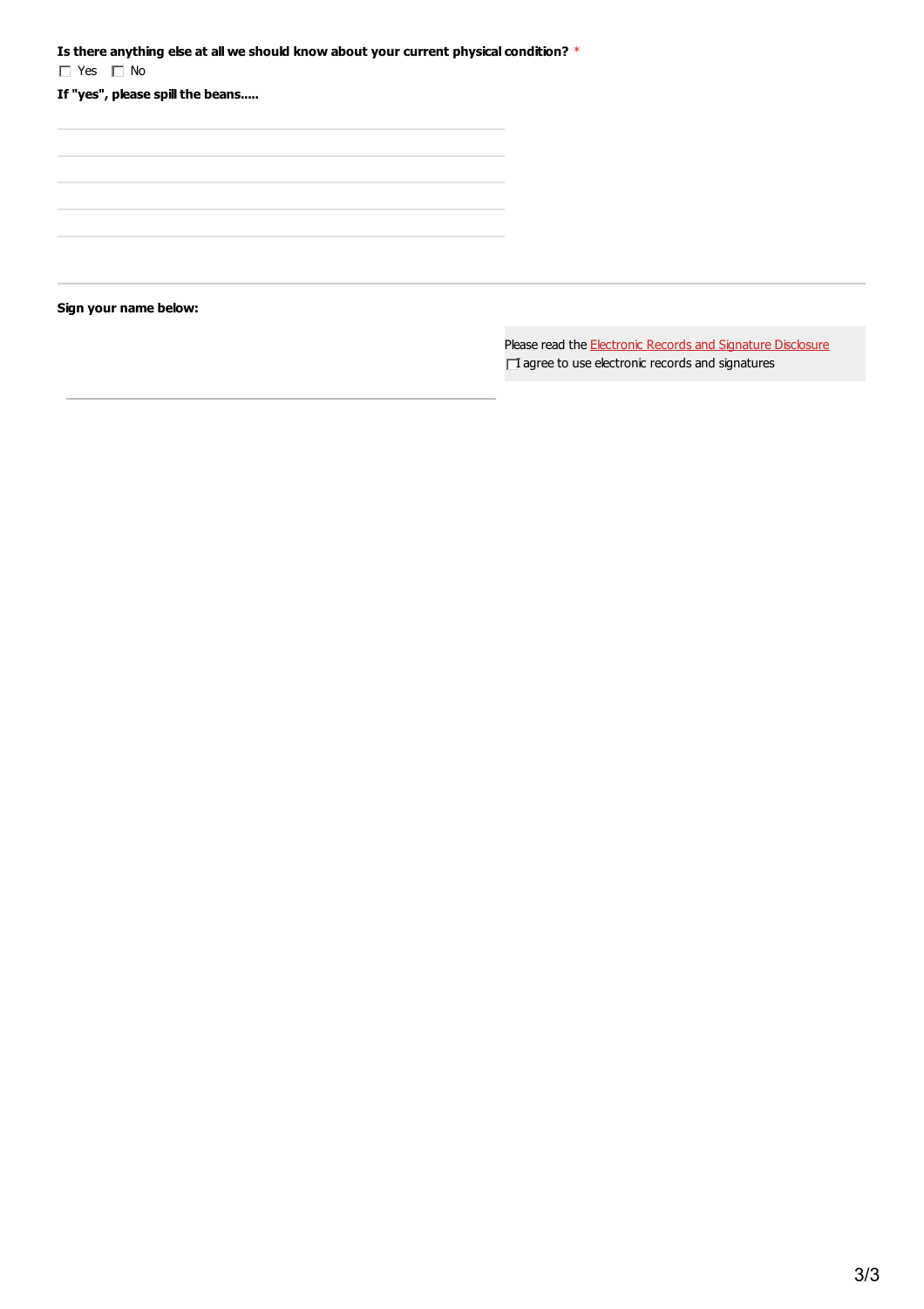**Is there anything else at all we should know about your current physical condition?** *

☐ Yes ☐ No

**If "yes", please spill the beans.....**

---

**Sign your name below:**

Please read the Electronic Records and Signature Disclosure

☐ I agree to use electronic records and signatures